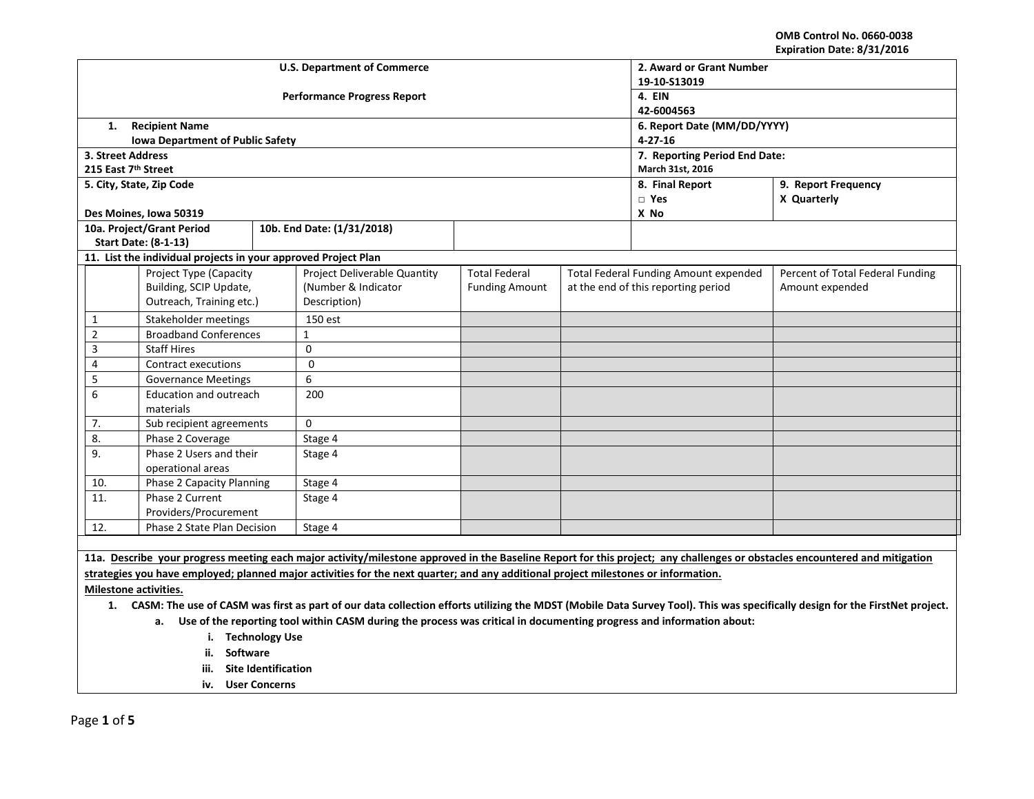OMB Control No. 0660-0038
Expiration Date: 8/31/2016

| U.S. Department of Commerce | | 2. Award or Grant Number | |
|---|---|---|---|
| | | 19-10-S13019 | |
| Performance Progress Report | | 4. EIN | |
| | | 42-6004563 | |
| 1. Recipient Name | | 6. Report Date (MM/DD/YYYY) | |
| Iowa Department of Public Safety | | 4-27-16 | |
| 3. Street Address | | 7. Reporting Period End Date: | |
| 215 East 7th Street | | March 31st, 2016 | |
| 5. City, State, Zip Code | | 8. Final Report | 9. Report Frequency |
| | | □ Yes | X Quarterly |
| Des Moines, Iowa 50319 | | X No | |
| 10a. Project/Grant Period Start Date: (8-1-13) | 10b. End Date: (1/31/2018) | | |

**11. List the individual projects in your approved Project Plan**

| | Project Type (Capacity Building, SCIP Update, Outreach, Training etc.) | Project Deliverable Quantity (Number & Indicator Description) | Total Federal Funding Amount | Total Federal Funding Amount expended at the end of this reporting period | Percent of Total Federal Funding Amount expended |
|---|---|---|---|---|---|
| 1 | Stakeholder meetings | 150 est | | | |
| 2 | Broadband Conferences | 1 | | | |
| 3 | Staff Hires | 0 | | | |
| 4 | Contract executions | 0 | | | |
| 5 | Governance Meetings | 6 | | | |
| 6 | Education and outreach materials | 200 | | | |
| 7. | Sub recipient agreements | 0 | | | |
| 8. | Phase 2 Coverage | Stage 4 | | | |
| 9. | Phase 2 Users and their operational areas | Stage 4 | | | |
| 10. | Phase 2 Capacity Planning | Stage 4 | | | |
| 11. | Phase 2 Current Providers/Procurement | Stage 4 | | | |
| 12. | Phase 2 State Plan Decision | Stage 4 | | | |

**11a. Describe your progress meeting each major activity/milestone approved in the Baseline Report for this project; any challenges or obstacles encountered and mitigation strategies you have employed; planned major activities for the next quarter; and any additional project milestones or information.**

**Milestone activities.**

1. **CASM: The use of CASM was first as part of our data collection efforts utilizing the MDST (Mobile Data Survey Tool). This was specifically design for the FirstNet project.**
   a. **Use of the reporting tool within CASM during the process was critical in documenting progress and information about:**
      i. **Technology Use**
      ii. **Software**
      iii. **Site Identification**
      iv. **User Concerns**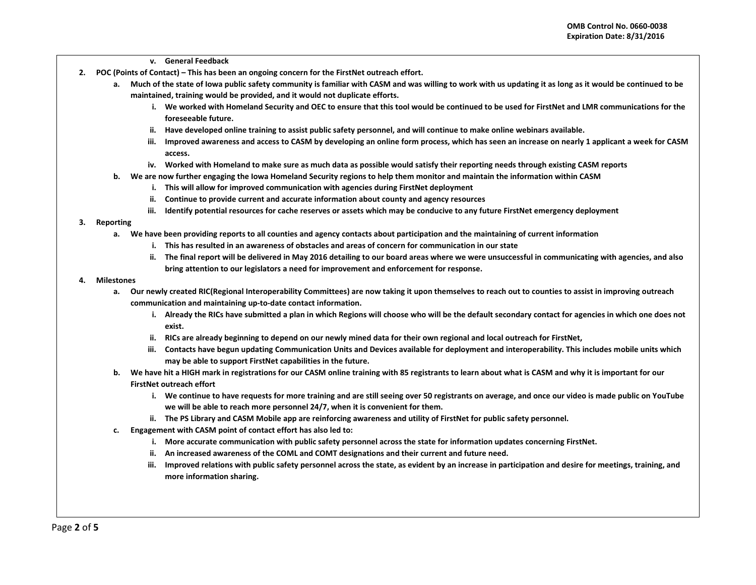v. **General Feedback**

2. **POC (Points of Contact) – This has been an ongoing concern for the FirstNet outreach effort.**
   a. **Much of the state of Iowa public safety community is familiar with CASM and was willing to work with us updating it as long as it would be continued to be maintained, training would be provided, and it would not duplicate efforts.**
      i. **We worked with Homeland Security and OEC to ensure that this tool would be continued to be used for FirstNet and LMR communications for the foreseeable future.**
      ii. **Have developed online training to assist public safety personnel, and will continue to make online webinars available.**
      iii. **Improved awareness and access to CASM by developing an online form process, which has seen an increase on nearly 1 applicant a week for CASM access.**
      iv. **Worked with Homeland to make sure as much data as possible would satisfy their reporting needs through existing CASM reports**
   b. **We are now further engaging the Iowa Homeland Security regions to help them monitor and maintain the information within CASM**
      i. **This will allow for improved communication with agencies during FirstNet deployment**
      ii. **Continue to provide current and accurate information about county and agency resources**
      iii. **Identify potential resources for cache reserves or assets which may be conducive to any future FirstNet emergency deployment**

3. **Reporting**
   a. **We have been providing reports to all counties and agency contacts about participation and the maintaining of current information**
      i. **This has resulted in an awareness of obstacles and areas of concern for communication in our state**
      ii. **The final report will be delivered in May 2016 detailing to our board areas where we were unsuccessful in communicating with agencies, and also bring attention to our legislators a need for improvement and enforcement for response.**

4. **Milestones**
   a. **Our newly created RIC(Regional Interoperability Committees) are now taking it upon themselves to reach out to counties to assist in improving outreach communication and maintaining up-to-date contact information.**
      i. **Already the RICs have submitted a plan in which Regions will choose who will be the default secondary contact for agencies in which one does not exist.**
      ii. **RICs are already beginning to depend on our newly mined data for their own regional and local outreach for FirstNet,**
      iii. **Contacts have begun updating Communication Units and Devices available for deployment and interoperability. This includes mobile units which may be able to support FirstNet capabilities in the future.**
   b. **We have hit a HIGH mark in registrations for our CASM online training with 85 registrants to learn about what is CASM and why it is important for our FirstNet outreach effort**
      i. **We continue to have requests for more training and are still seeing over 50 registrants on average, and once our video is made public on YouTube we will be able to reach more personnel 24/7, when it is convenient for them.**
      ii. **The PS Library and CASM Mobile app are reinforcing awareness and utility of FirstNet for public safety personnel.**
   c. **Engagement with CASM point of contact effort has also led to:**
      i. **More accurate communication with public safety personnel across the state for information updates concerning FirstNet.**
      ii. **An increased awareness of the COML and COMT designations and their current and future need.**
      iii. **Improved relations with public safety personnel across the state, as evident by an increase in participation and desire for meetings, training, and more information sharing.**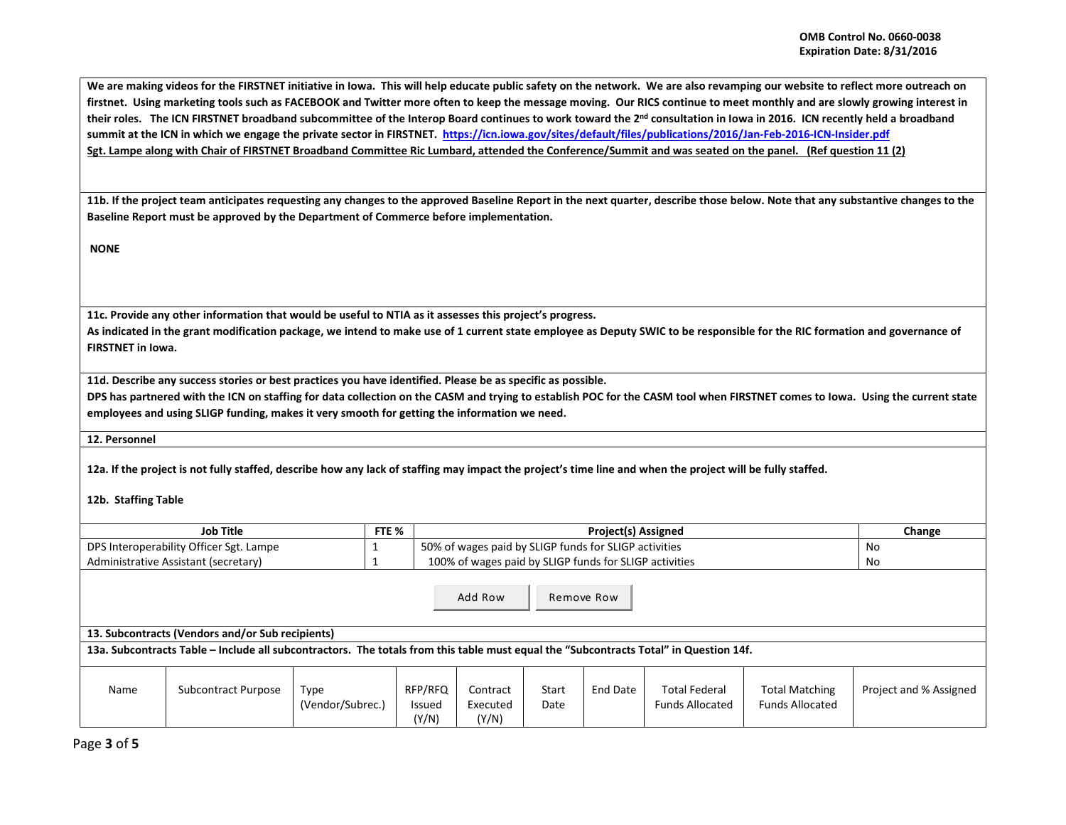**We are making videos for the FIRSTNET initiative in Iowa. This will help educate public safety on the network. We are also revamping our website to reflect more outreach on firstnet. Using marketing tools such as FACEBOOK and Twitter more often to keep the message moving. Our RICS continue to meet monthly and are slowly growing interest in their roles. The ICN FIRSTNET broadband subcommittee of the Interop Board continues to work toward the 2nd consultation in Iowa in 2016. ICN recently held a broadband summit at the ICN in which we engage the private sector in FIRSTNET. https://icn.iowa.gov/sites/default/files/publications/2016/Jan-Feb-2016-ICN-Insider.pdf**

**Sgt. Lampe along with Chair of FIRSTNET Broadband Committee Ric Lumbard, attended the Conference/Summit and was seated on the panel. (Ref question 11 (2)**

**11b. If the project team anticipates requesting any changes to the approved Baseline Report in the next quarter, describe those below. Note that any substantive changes to the Baseline Report must be approved by the Department of Commerce before implementation.**

**NONE**

**11c. Provide any other information that would be useful to NTIA as it assesses this project's progress.**

**As indicated in the grant modification package, we intend to make use of 1 current state employee as Deputy SWIC to be responsible for the RIC formation and governance of FIRSTNET in Iowa.**

**11d. Describe any success stories or best practices you have identified. Please be as specific as possible.**

**DPS has partnered with the ICN on staffing for data collection on the CASM and trying to establish POC for the CASM tool when FIRSTNET comes to Iowa. Using the current state employees and using SLIGP funding, makes it very smooth for getting the information we need.**

**12. Personnel**

**12a. If the project is not fully staffed, describe how any lack of staffing may impact the project's time line and when the project will be fully staffed.**

**12b. Staffing Table**

| Job Title | FTE % | Project(s) Assigned | Change |
|---|---|---|---|
| DPS Interoperability Officer Sgt. Lampe | 1 | 50% of wages paid by SLIGP funds for SLIGP activities | No |
| Administrative Assistant (secretary) | 1 | 100% of wages paid by SLIGP funds for SLIGP activities | No |

**13. Subcontracts (Vendors and/or Sub recipients)**

**13a. Subcontracts Table – Include all subcontractors. The totals from this table must equal the "Subcontracts Total" in Question 14f.**

| Name | Subcontract Purpose | Type (Vendor/Subrec.) | RFP/RFQ Issued (Y/N) | Contract Executed (Y/N) | Start Date | End Date | Total Federal Funds Allocated | Total Matching Funds Allocated | Project and % Assigned |
|---|---|---|---|---|---|---|---|---|---|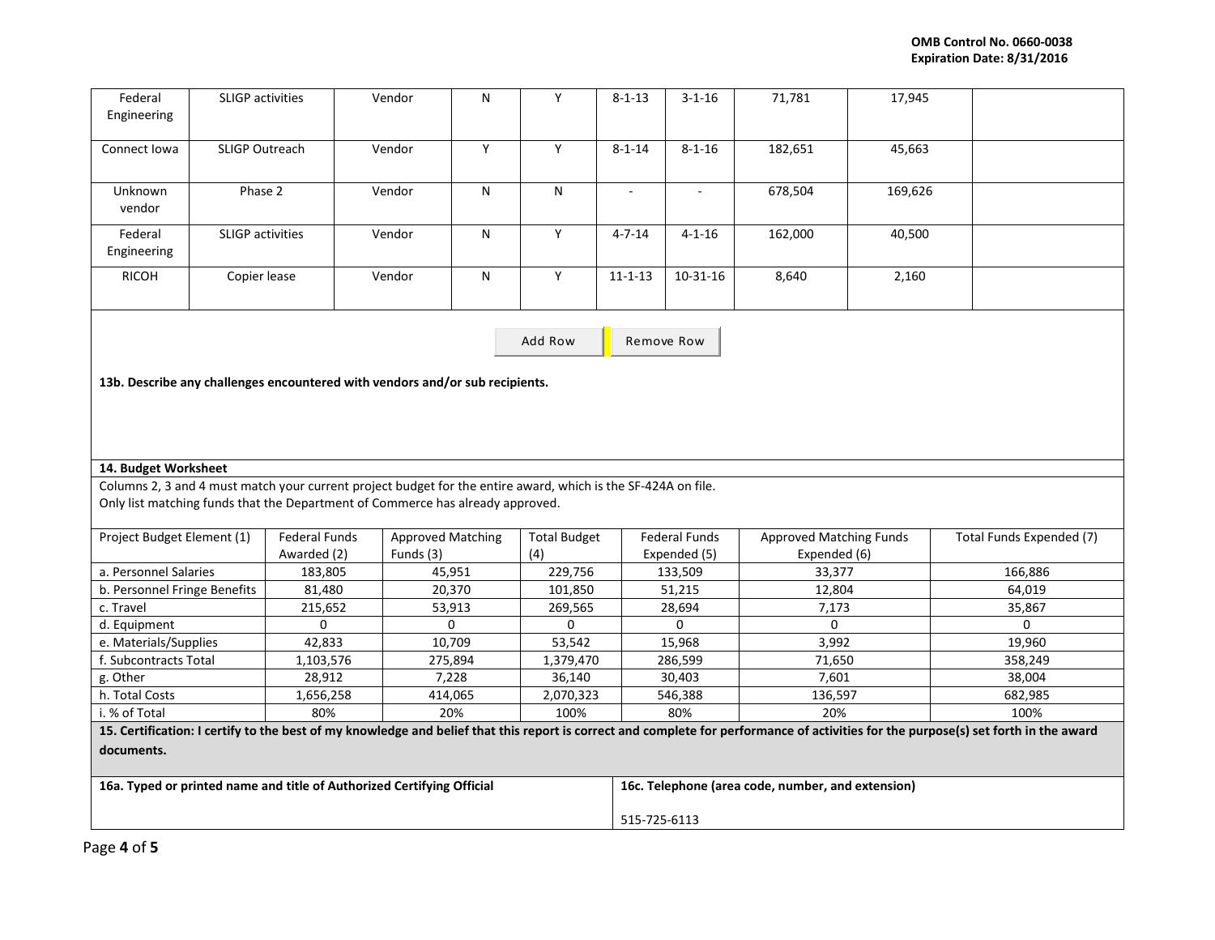| | | | | | | | | | |
|---|---|---|---|---|---|---|---|---|---|
| Federal Engineering | SLIGP activities | Vendor | N | Y | 8-1-13 | 3-1-16 | 71,781 | 17,945 | |
| Connect Iowa | SLIGP Outreach | Vendor | Y | Y | 8-1-14 | 8-1-16 | 182,651 | 45,663 | |
| Unknown vendor | Phase 2 | Vendor | N | N | - | - | 678,504 | 169,626 | |
| Federal Engineering | SLIGP activities | Vendor | N | Y | 4-7-14 | 4-1-16 | 162,000 | 40,500 | |
| RICOH | Copier lease | Vendor | N | Y | 11-1-13 | 10-31-16 | 8,640 | 2,160 | |

Add Row | Remove Row

**13b. Describe any challenges encountered with vendors and/or sub recipients.**

**14. Budget Worksheet**

Columns 2, 3 and 4 must match your current project budget for the entire award, which is the SF-424A on file.
Only list matching funds that the Department of Commerce has already approved.

| Project Budget Element (1) | Federal Funds Awarded (2) | Approved Matching Funds (3) | Total Budget (4) | Federal Funds Expended (5) | Approved Matching Funds Expended (6) | Total Funds Expended (7) |
|---|---|---|---|---|---|---|
| a. Personnel Salaries | 183,805 | 45,951 | 229,756 | 133,509 | 33,377 | 166,886 |
| b. Personnel Fringe Benefits | 81,480 | 20,370 | 101,850 | 51,215 | 12,804 | 64,019 |
| c. Travel | 215,652 | 53,913 | 269,565 | 28,694 | 7,173 | 35,867 |
| d. Equipment | 0 | 0 | 0 | 0 | 0 | 0 |
| e. Materials/Supplies | 42,833 | 10,709 | 53,542 | 15,968 | 3,992 | 19,960 |
| f. Subcontracts Total | 1,103,576 | 275,894 | 1,379,470 | 286,599 | 71,650 | 358,249 |
| g. Other | 28,912 | 7,228 | 36,140 | 30,403 | 7,601 | 38,004 |
| h. Total Costs | 1,656,258 | 414,065 | 2,070,323 | 546,388 | 136,597 | 682,985 |
| i. % of Total | 80% | 20% | 100% | 80% | 20% | 100% |

**15. Certification: I certify to the best of my knowledge and belief that this report is correct and complete for performance of activities for the purpose(s) set forth in the award documents.**

| **16a. Typed or printed name and title of Authorized Certifying Official** | **16c. Telephone (area code, number, and extension)** |
|---|---|
| | 515-725-6113 |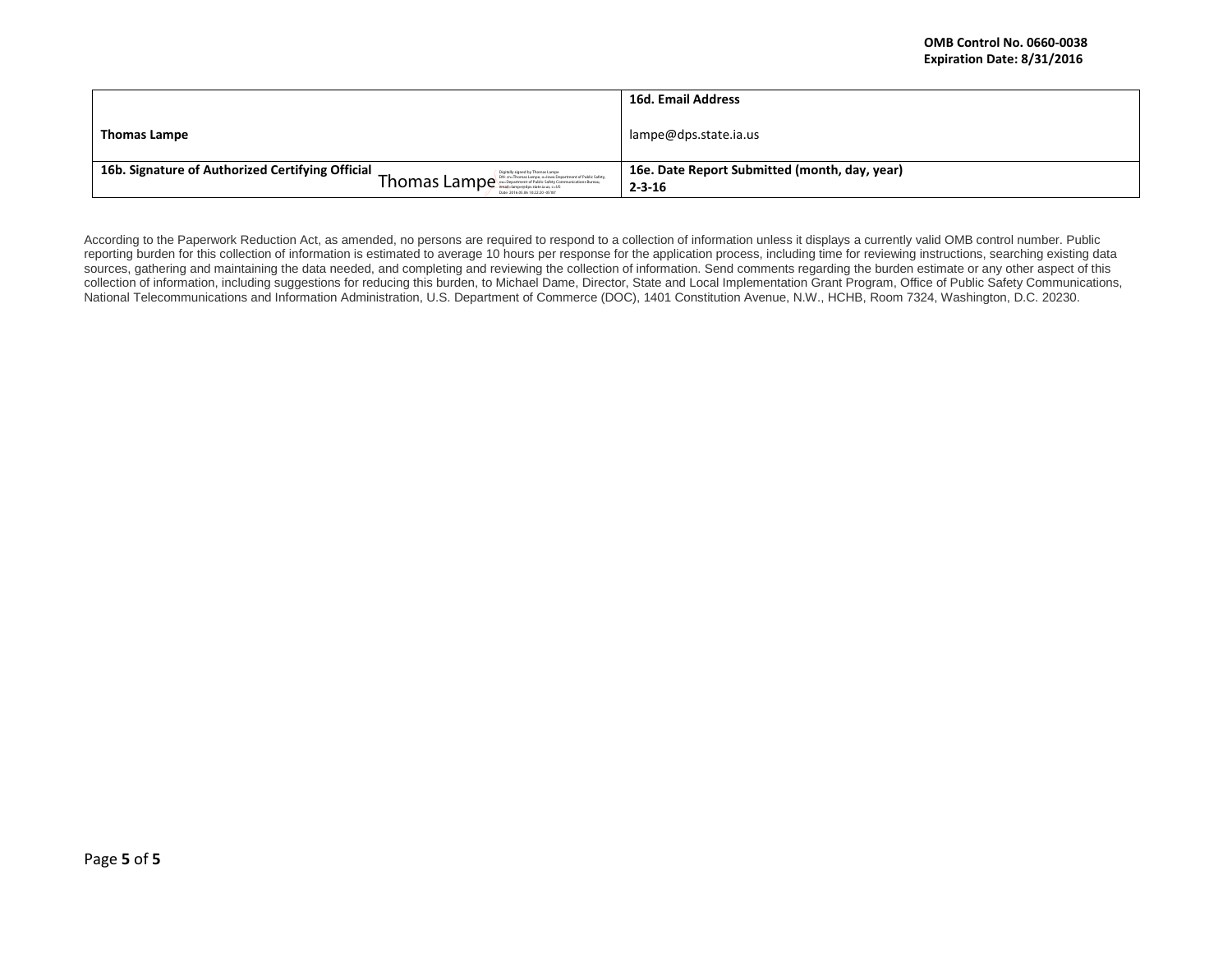OMB Control No. 0660-0038
Expiration Date: 8/31/2016

| | |
|---|---|
| **Thomas Lampe** | **16d. Email Address**<br><br>lampe@dps.state.ia.us |
| **16b. Signature of Authorized Certifying Official** Thomas Lampe Digitally signed by Thomas Lampe DN: cn=Thomas Lampe, o=Iowa Department of Public Safety, ou=Department of Public Safety Communications Bureau, email=lampe@dps.state.ia.us, c=US Date: 2016.05.06 10:22:20 -05'00' | **16e. Date Report Submitted (month, day, year)**<br>**2-3-16** |

According to the Paperwork Reduction Act, as amended, no persons are required to respond to a collection of information unless it displays a currently valid OMB control number. Public reporting burden for this collection of information is estimated to average 10 hours per response for the application process, including time for reviewing instructions, searching existing data sources, gathering and maintaining the data needed, and completing and reviewing the collection of information. Send comments regarding the burden estimate or any other aspect of this collection of information, including suggestions for reducing this burden, to Michael Dame, Director, State and Local Implementation Grant Program, Office of Public Safety Communications, National Telecommunications and Information Administration, U.S. Department of Commerce (DOC), 1401 Constitution Avenue, N.W., HCHB, Room 7324, Washington, D.C. 20230.